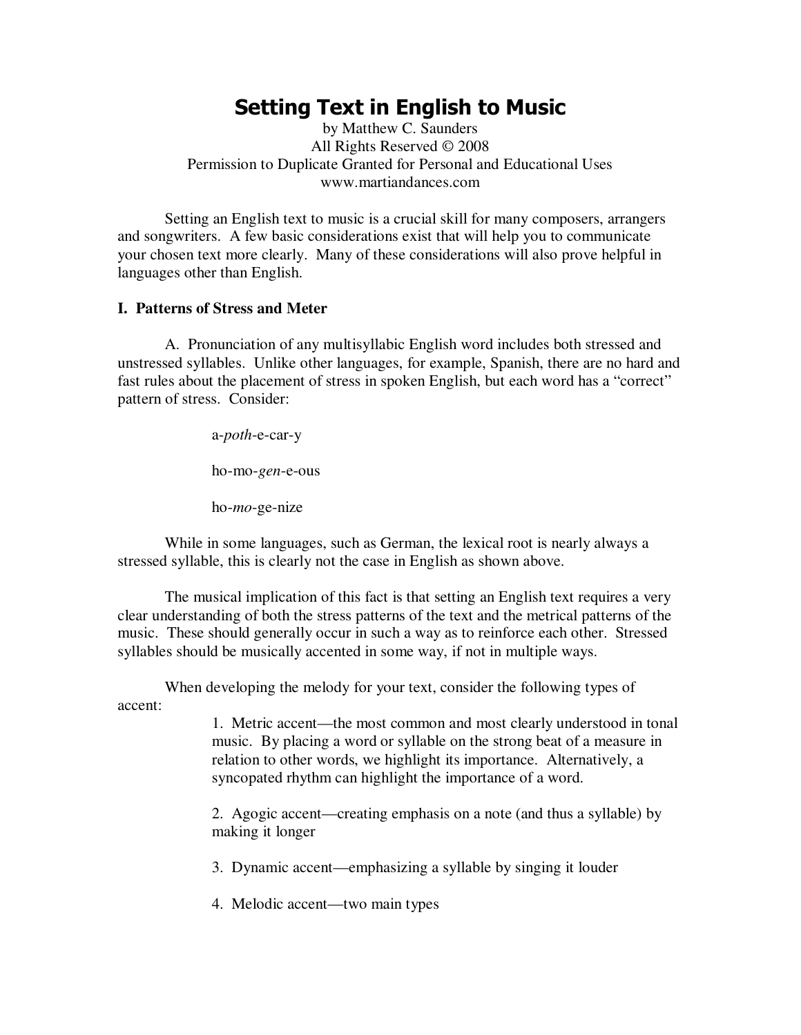# Setting Text in English to Music

by Matthew C. Saunders
All Rights Reserved © 2008
Permission to Duplicate Granted for Personal and Educational Uses
www.martiandances.com

Setting an English text to music is a crucial skill for many composers, arrangers and songwriters. A few basic considerations exist that will help you to communicate your chosen text more clearly. Many of these considerations will also prove helpful in languages other than English.

## I. Patterns of Stress and Meter

A. Pronunciation of any multisyllabic English word includes both stressed and unstressed syllables. Unlike other languages, for example, Spanish, there are no hard and fast rules about the placement of stress in spoken English, but each word has a "correct" pattern of stress. Consider:

a-*poth*-e-car-y

ho-mo-*gen*-e-ous

ho-*mo*-ge-nize

While in some languages, such as German, the lexical root is nearly always a stressed syllable, this is clearly not the case in English as shown above.

The musical implication of this fact is that setting an English text requires a very clear understanding of both the stress patterns of the text and the metrical patterns of the music. These should generally occur in such a way as to reinforce each other. Stressed syllables should be musically accented in some way, if not in multiple ways.

When developing the melody for your text, consider the following types of accent:

1. Metric accent—the most common and most clearly understood in tonal music. By placing a word or syllable on the strong beat of a measure in relation to other words, we highlight its importance. Alternatively, a syncopated rhythm can highlight the importance of a word.

2. Agogic accent—creating emphasis on a note (and thus a syllable) by making it longer

3. Dynamic accent—emphasizing a syllable by singing it louder

4. Melodic accent—two main types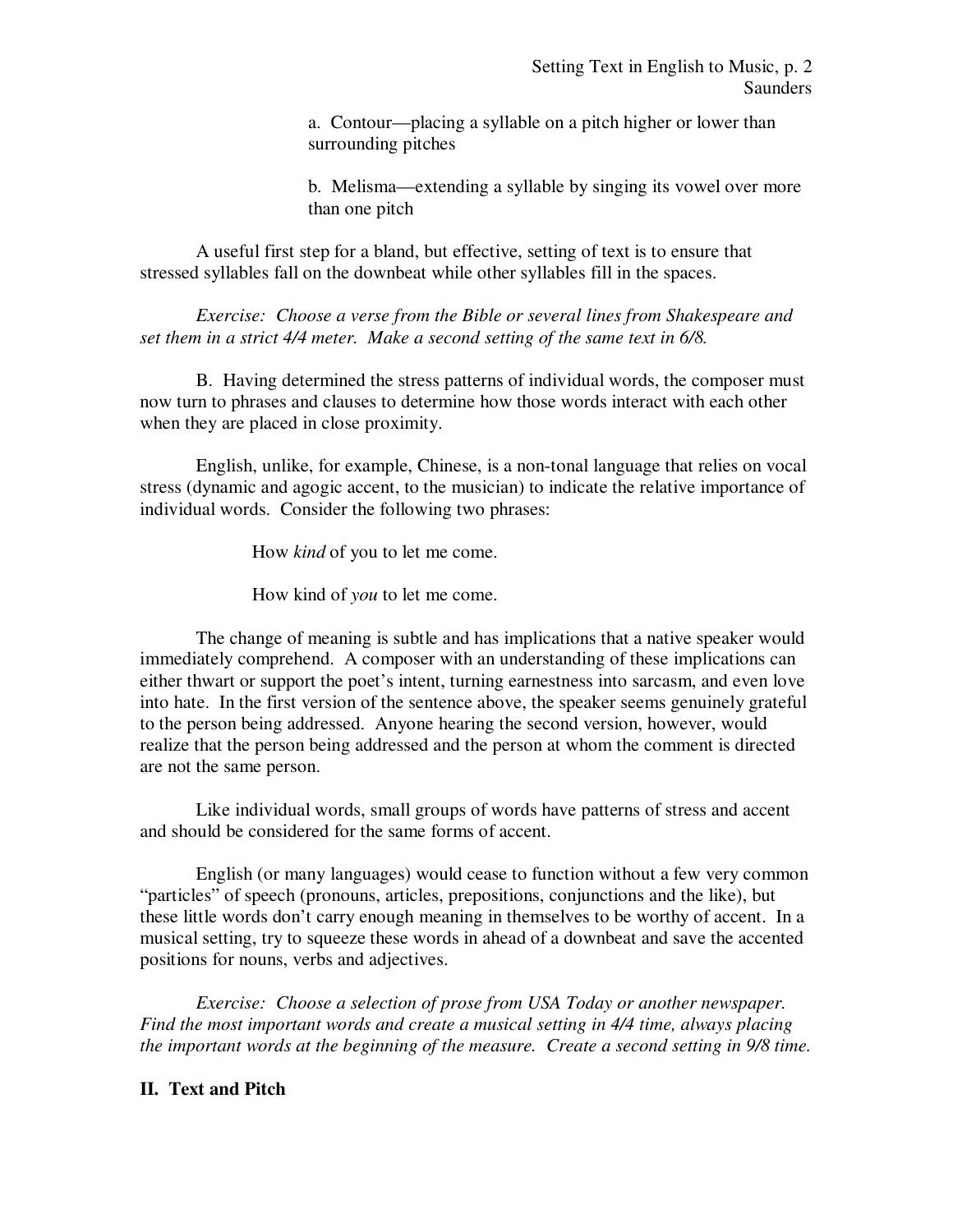a. Contour—placing a syllable on a pitch higher or lower than surrounding pitches

b. Melisma—extending a syllable by singing its vowel over more than one pitch

A useful first step for a bland, but effective, setting of text is to ensure that stressed syllables fall on the downbeat while other syllables fill in the spaces.

*Exercise: Choose a verse from the Bible or several lines from Shakespeare and set them in a strict 4/4 meter. Make a second setting of the same text in 6/8.*

B. Having determined the stress patterns of individual words, the composer must now turn to phrases and clauses to determine how those words interact with each other when they are placed in close proximity.

English, unlike, for example, Chinese, is a non-tonal language that relies on vocal stress (dynamic and agogic accent, to the musician) to indicate the relative importance of individual words. Consider the following two phrases:

> How *kind* of you to let me come.
>
> How kind of *you* to let me come.

The change of meaning is subtle and has implications that a native speaker would immediately comprehend. A composer with an understanding of these implications can either thwart or support the poet's intent, turning earnestness into sarcasm, and even love into hate. In the first version of the sentence above, the speaker seems genuinely grateful to the person being addressed. Anyone hearing the second version, however, would realize that the person being addressed and the person at whom the comment is directed are not the same person.

Like individual words, small groups of words have patterns of stress and accent and should be considered for the same forms of accent.

English (or many languages) would cease to function without a few very common "particles" of speech (pronouns, articles, prepositions, conjunctions and the like), but these little words don't carry enough meaning in themselves to be worthy of accent. In a musical setting, try to squeeze these words in ahead of a downbeat and save the accented positions for nouns, verbs and adjectives.

*Exercise: Choose a selection of prose from USA Today or another newspaper. Find the most important words and create a musical setting in 4/4 time, always placing the important words at the beginning of the measure. Create a second setting in 9/8 time.*

## II. Text and Pitch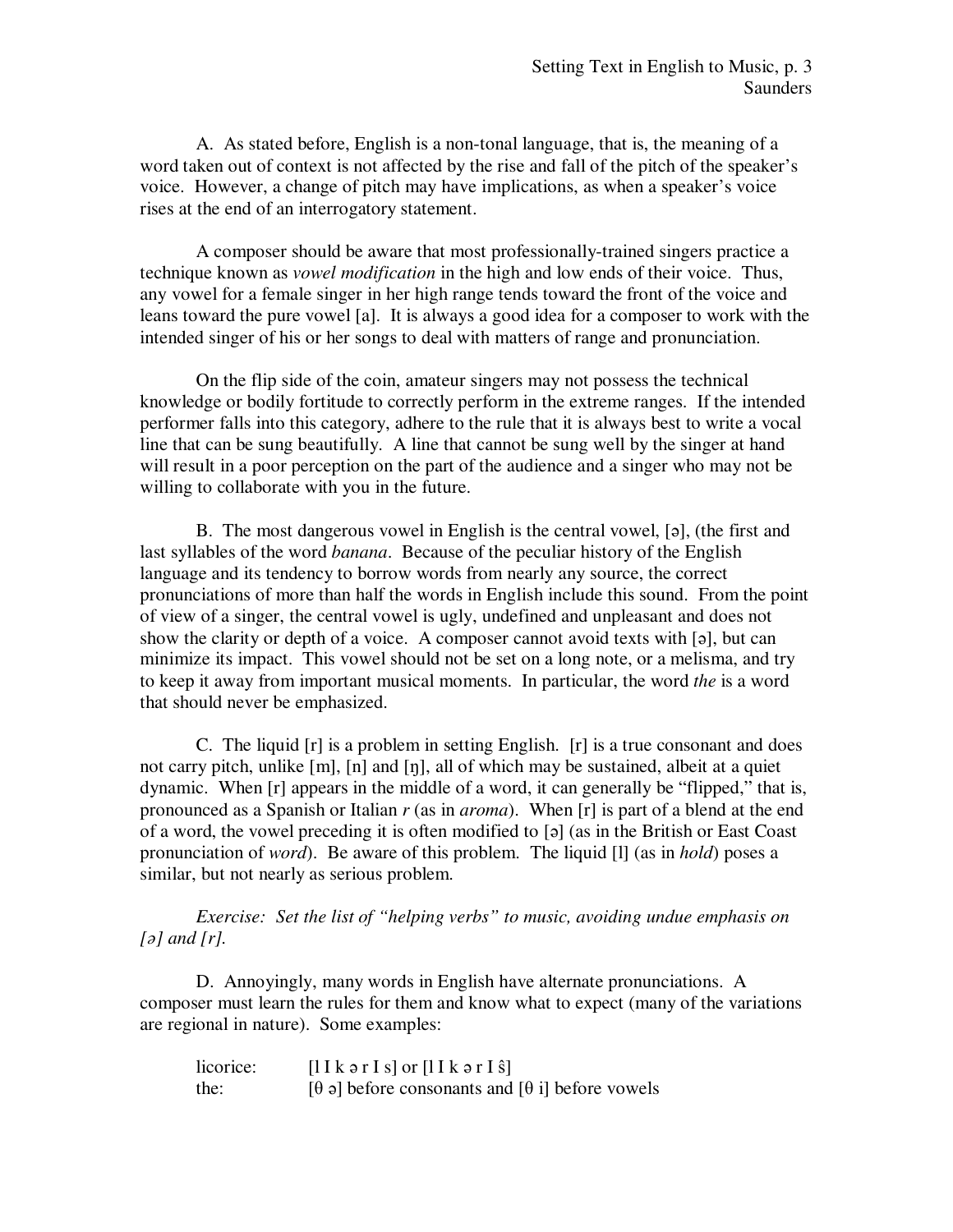A. As stated before, English is a non-tonal language, that is, the meaning of a word taken out of context is not affected by the rise and fall of the pitch of the speaker's voice. However, a change of pitch may have implications, as when a speaker's voice rises at the end of an interrogatory statement.

A composer should be aware that most professionally-trained singers practice a technique known as *vowel modification* in the high and low ends of their voice. Thus, any vowel for a female singer in her high range tends toward the front of the voice and leans toward the pure vowel [a]. It is always a good idea for a composer to work with the intended singer of his or her songs to deal with matters of range and pronunciation.

On the flip side of the coin, amateur singers may not possess the technical knowledge or bodily fortitude to correctly perform in the extreme ranges. If the intended performer falls into this category, adhere to the rule that it is always best to write a vocal line that can be sung beautifully. A line that cannot be sung well by the singer at hand will result in a poor perception on the part of the audience and a singer who may not be willing to collaborate with you in the future.

B. The most dangerous vowel in English is the central vowel, [ə], (the first and last syllables of the word *banana*. Because of the peculiar history of the English language and its tendency to borrow words from nearly any source, the correct pronunciations of more than half the words in English include this sound. From the point of view of a singer, the central vowel is ugly, undefined and unpleasant and does not show the clarity or depth of a voice. A composer cannot avoid texts with [ə], but can minimize its impact. This vowel should not be set on a long note, or a melisma, and try to keep it away from important musical moments. In particular, the word *the* is a word that should never be emphasized.

C. The liquid [r] is a problem in setting English. [r] is a true consonant and does not carry pitch, unlike [m], [n] and [ŋ], all of which may be sustained, albeit at a quiet dynamic. When [r] appears in the middle of a word, it can generally be "flipped," that is, pronounced as a Spanish or Italian *r* (as in *aroma*). When [r] is part of a blend at the end of a word, the vowel preceding it is often modified to [ə] (as in the British or East Coast pronunciation of *word*). Be aware of this problem. The liquid [l] (as in *hold*) poses a similar, but not nearly as serious problem.

*Exercise: Set the list of "helping verbs" to music, avoiding undue emphasis on [ə] and [r].*

D. Annoyingly, many words in English have alternate pronunciations. A composer must learn the rules for them and know what to expect (many of the variations are regional in nature). Some examples:

licorice: [l I k ə r I s] or [l I k ə r I ŝ]
the: [θ ə] before consonants and [θ i] before vowels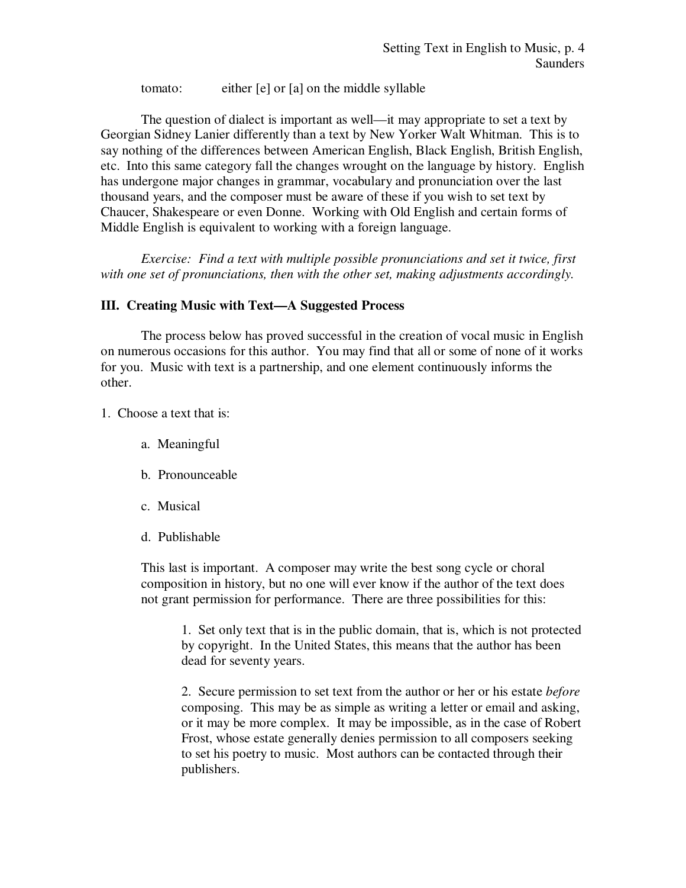tomato: either [e] or [a] on the middle syllable

The question of dialect is important as well—it may appropriate to set a text by Georgian Sidney Lanier differently than a text by New Yorker Walt Whitman. This is to say nothing of the differences between American English, Black English, British English, etc. Into this same category fall the changes wrought on the language by history. English has undergone major changes in grammar, vocabulary and pronunciation over the last thousand years, and the composer must be aware of these if you wish to set text by Chaucer, Shakespeare or even Donne. Working with Old English and certain forms of Middle English is equivalent to working with a foreign language.

*Exercise: Find a text with multiple possible pronunciations and set it twice, first with one set of pronunciations, then with the other set, making adjustments accordingly.*

## III. Creating Music with Text—A Suggested Process

The process below has proved successful in the creation of vocal music in English on numerous occasions for this author. You may find that all or some of none of it works for you. Music with text is a partnership, and one element continuously informs the other.

1. Choose a text that is:

   a. Meaningful

   b. Pronounceable

   c. Musical

   d. Publishable

   This last is important. A composer may write the best song cycle or choral composition in history, but no one will ever know if the author of the text does not grant permission for performance. There are three possibilities for this:

   > 1. Set only text that is in the public domain, that is, which is not protected by copyright. In the United States, this means that the author has been dead for seventy years.
   >
   > 2. Secure permission to set text from the author or her or his estate *before* composing. This may be as simple as writing a letter or email and asking, or it may be more complex. It may be impossible, as in the case of Robert Frost, whose estate generally denies permission to all composers seeking to set his poetry to music. Most authors can be contacted through their publishers.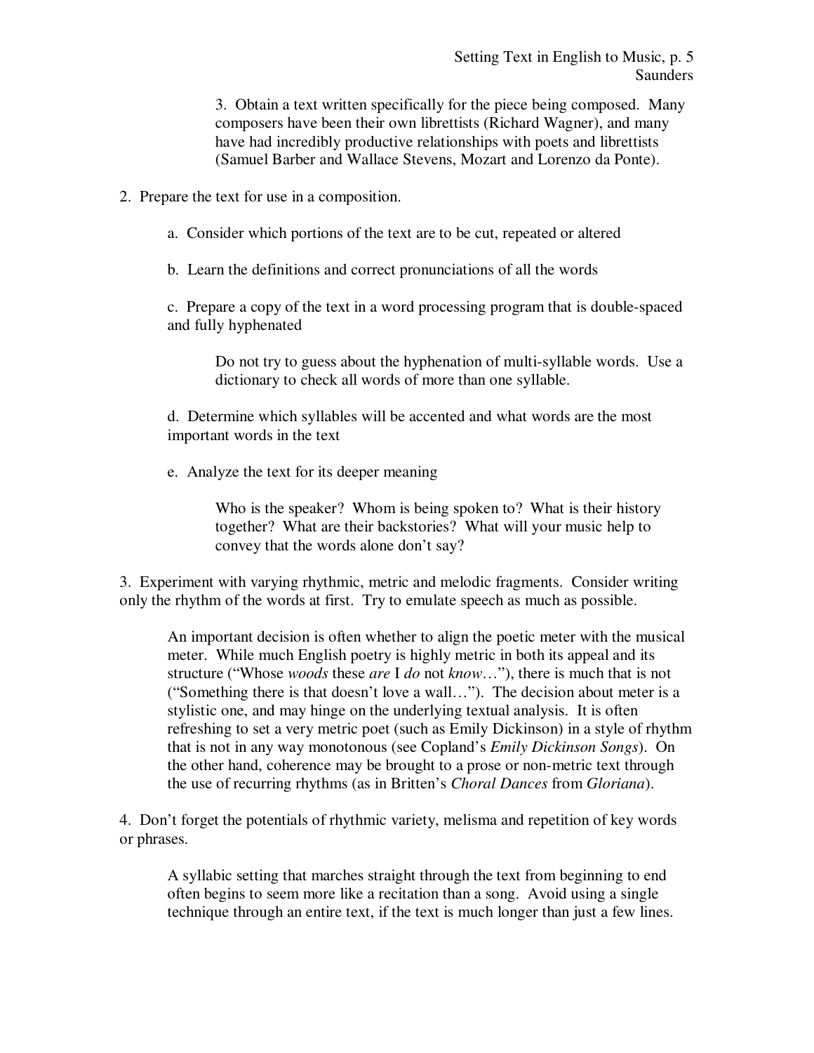3. Obtain a text written specifically for the piece being composed. Many composers have been their own librettists (Richard Wagner), and many have had incredibly productive relationships with poets and librettists (Samuel Barber and Wallace Stevens, Mozart and Lorenzo da Ponte).

2. Prepare the text for use in a composition.

   a. Consider which portions of the text are to be cut, repeated or altered

   b. Learn the definitions and correct pronunciations of all the words

   c. Prepare a copy of the text in a word processing program that is double-spaced and fully hyphenated

      Do not try to guess about the hyphenation of multi-syllable words. Use a dictionary to check all words of more than one syllable.

   d. Determine which syllables will be accented and what words are the most important words in the text

   e. Analyze the text for its deeper meaning

      Who is the speaker? Whom is being spoken to? What is their history together? What are their backstories? What will your music help to convey that the words alone don't say?

3. Experiment with varying rhythmic, metric and melodic fragments. Consider writing only the rhythm of the words at first. Try to emulate speech as much as possible.

   An important decision is often whether to align the poetic meter with the musical meter. While much English poetry is highly metric in both its appeal and its structure ("Whose *woods* these *are* I *do* not *know*…"), there is much that is not ("Something there is that doesn't love a wall…"). The decision about meter is a stylistic one, and may hinge on the underlying textual analysis. It is often refreshing to set a very metric poet (such as Emily Dickinson) in a style of rhythm that is not in any way monotonous (see Copland's *Emily Dickinson Songs*). On the other hand, coherence may be brought to a prose or non-metric text through the use of recurring rhythms (as in Britten's *Choral Dances* from *Gloriana*).

4. Don't forget the potentials of rhythmic variety, melisma and repetition of key words or phrases.

   A syllabic setting that marches straight through the text from beginning to end often begins to seem more like a recitation than a song. Avoid using a single technique through an entire text, if the text is much longer than just a few lines.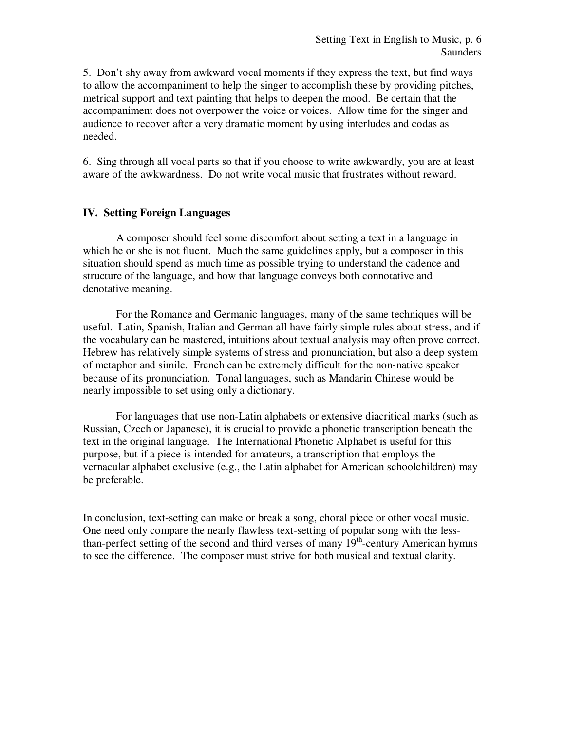5. Don't shy away from awkward vocal moments if they express the text, but find ways to allow the accompaniment to help the singer to accomplish these by providing pitches, metrical support and text painting that helps to deepen the mood. Be certain that the accompaniment does not overpower the voice or voices. Allow time for the singer and audience to recover after a very dramatic moment by using interludes and codas as needed.

6. Sing through all vocal parts so that if you choose to write awkwardly, you are at least aware of the awkwardness. Do not write vocal music that frustrates without reward.

## IV. Setting Foreign Languages

A composer should feel some discomfort about setting a text in a language in which he or she is not fluent. Much the same guidelines apply, but a composer in this situation should spend as much time as possible trying to understand the cadence and structure of the language, and how that language conveys both connotative and denotative meaning.

For the Romance and Germanic languages, many of the same techniques will be useful. Latin, Spanish, Italian and German all have fairly simple rules about stress, and if the vocabulary can be mastered, intuitions about textual analysis may often prove correct. Hebrew has relatively simple systems of stress and pronunciation, but also a deep system of metaphor and simile. French can be extremely difficult for the non-native speaker because of its pronunciation. Tonal languages, such as Mandarin Chinese would be nearly impossible to set using only a dictionary.

For languages that use non-Latin alphabets or extensive diacritical marks (such as Russian, Czech or Japanese), it is crucial to provide a phonetic transcription beneath the text in the original language. The International Phonetic Alphabet is useful for this purpose, but if a piece is intended for amateurs, a transcription that employs the vernacular alphabet exclusive (e.g., the Latin alphabet for American schoolchildren) may be preferable.

In conclusion, text-setting can make or break a song, choral piece or other vocal music. One need only compare the nearly flawless text-setting of popular song with the less-than-perfect setting of the second and third verses of many 19th-century American hymns to see the difference. The composer must strive for both musical and textual clarity.